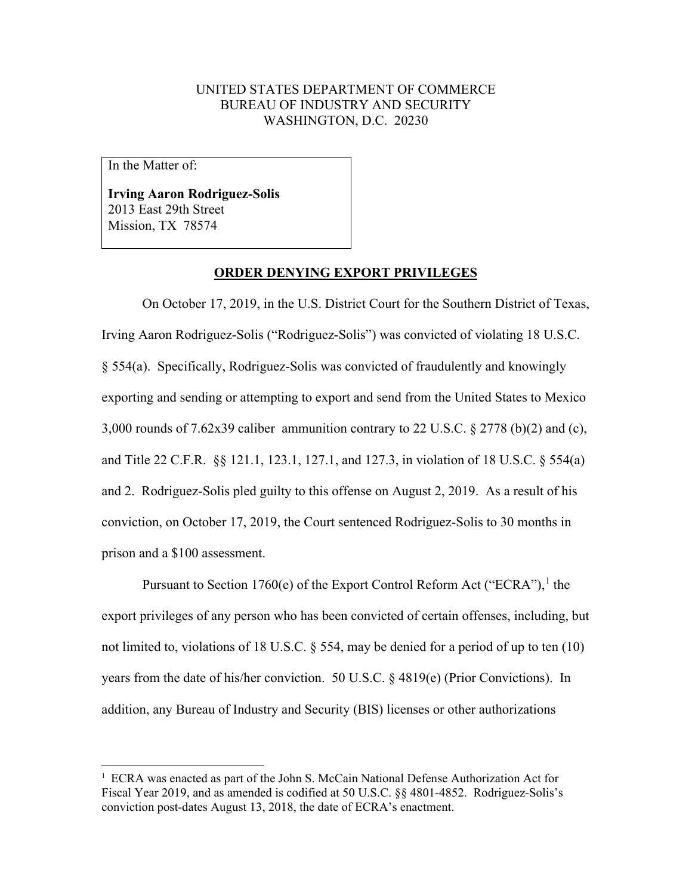UNITED STATES DEPARTMENT OF COMMERCE
BUREAU OF INDUSTRY AND SECURITY
WASHINGTON, D.C. 20230

In the Matter of:

**Irving Aaron Rodriguez-Solis**
2013 East 29th Street
Mission, TX 78574

## ORDER DENYING EXPORT PRIVILEGES

On October 17, 2019, in the U.S. District Court for the Southern District of Texas, Irving Aaron Rodriguez-Solis ("Rodriguez-Solis") was convicted of violating 18 U.S.C. § 554(a). Specifically, Rodriguez-Solis was convicted of fraudulently and knowingly exporting and sending or attempting to export and send from the United States to Mexico 3,000 rounds of 7.62x39 caliber ammunition contrary to 22 U.S.C. § 2778 (b)(2) and (c), and Title 22 C.F.R. §§ 121.1, 123.1, 127.1, and 127.3, in violation of 18 U.S.C. § 554(a) and 2. Rodriguez-Solis pled guilty to this offense on August 2, 2019. As a result of his conviction, on October 17, 2019, the Court sentenced Rodriguez-Solis to 30 months in prison and a $100 assessment.

Pursuant to Section 1760(e) of the Export Control Reform Act ("ECRA"),[1] the export privileges of any person who has been convicted of certain offenses, including, but not limited to, violations of 18 U.S.C. § 554, may be denied for a period of up to ten (10) years from the date of his/her conviction. 50 U.S.C. § 4819(e) (Prior Convictions). In addition, any Bureau of Industry and Security (BIS) licenses or other authorizations

[1] ECRA was enacted as part of the John S. McCain National Defense Authorization Act for Fiscal Year 2019, and as amended is codified at 50 U.S.C. §§ 4801-4852. Rodriguez-Solis's conviction post-dates August 13, 2018, the date of ECRA's enactment.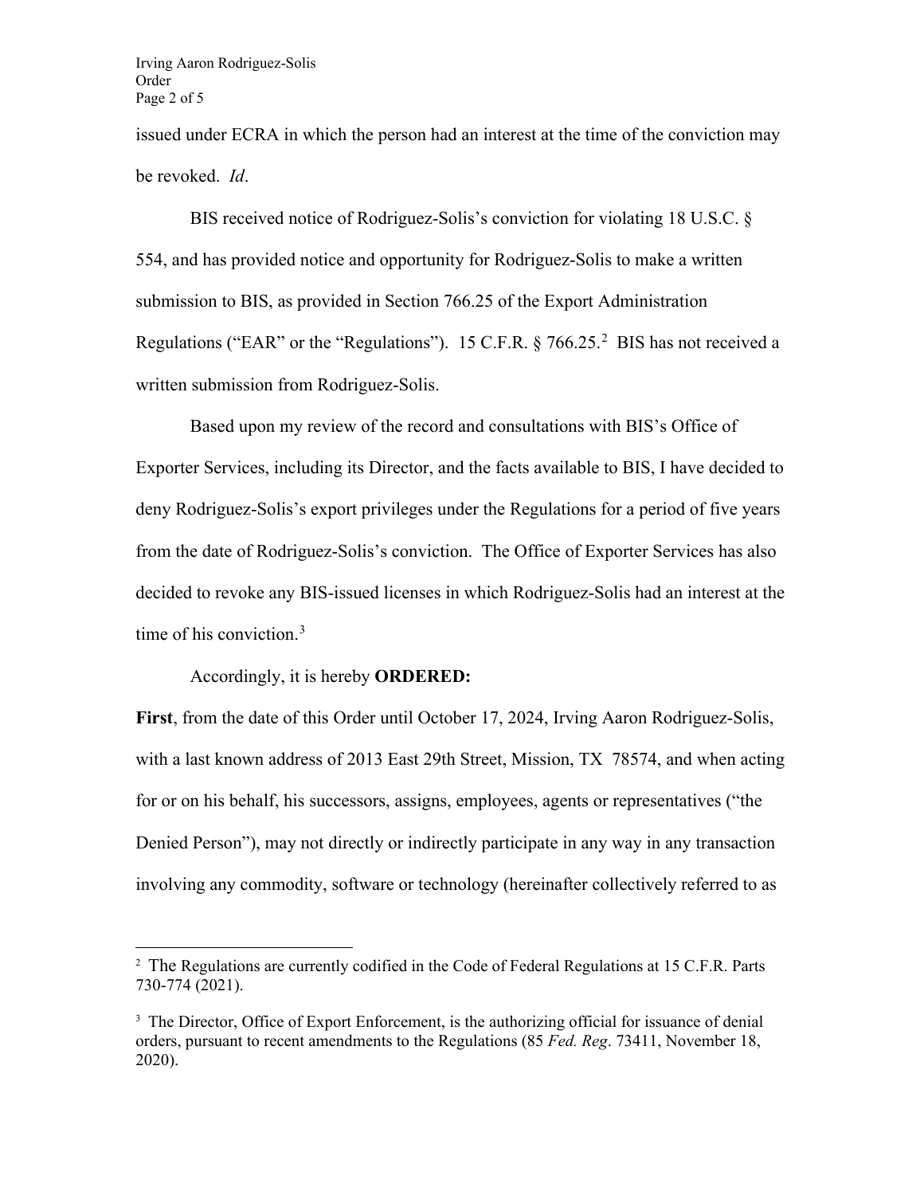issued under ECRA in which the person had an interest at the time of the conviction may be revoked. *Id*.

BIS received notice of Rodriguez-Solis's conviction for violating 18 U.S.C. § 554, and has provided notice and opportunity for Rodriguez-Solis to make a written submission to BIS, as provided in Section 766.25 of the Export Administration Regulations ("EAR" or the "Regulations"). 15 C.F.R. § 766.25.[2] BIS has not received a written submission from Rodriguez-Solis.

Based upon my review of the record and consultations with BIS's Office of Exporter Services, including its Director, and the facts available to BIS, I have decided to deny Rodriguez-Solis's export privileges under the Regulations for a period of five years from the date of Rodriguez-Solis's conviction. The Office of Exporter Services has also decided to revoke any BIS-issued licenses in which Rodriguez-Solis had an interest at the time of his conviction.[3]

Accordingly, it is hereby **ORDERED:**

**First**, from the date of this Order until October 17, 2024, Irving Aaron Rodriguez-Solis, with a last known address of 2013 East 29th Street, Mission, TX 78574, and when acting for or on his behalf, his successors, assigns, employees, agents or representatives ("the Denied Person"), may not directly or indirectly participate in any way in any transaction involving any commodity, software or technology (hereinafter collectively referred to as

---

[2] The Regulations are currently codified in the Code of Federal Regulations at 15 C.F.R. Parts 730-774 (2021).

[3] The Director, Office of Export Enforcement, is the authorizing official for issuance of denial orders, pursuant to recent amendments to the Regulations (85 *Fed. Reg*. 73411, November 18, 2020).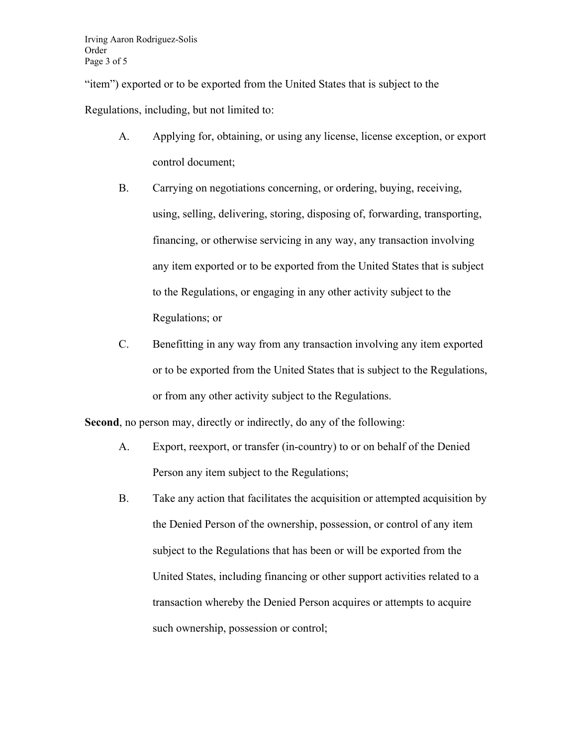"item") exported or to be exported from the United States that is subject to the Regulations, including, but not limited to:

A. Applying for, obtaining, or using any license, license exception, or export control document;

B. Carrying on negotiations concerning, or ordering, buying, receiving, using, selling, delivering, storing, disposing of, forwarding, transporting, financing, or otherwise servicing in any way, any transaction involving any item exported or to be exported from the United States that is subject to the Regulations, or engaging in any other activity subject to the Regulations; or

C. Benefitting in any way from any transaction involving any item exported or to be exported from the United States that is subject to the Regulations, or from any other activity subject to the Regulations.

**Second**, no person may, directly or indirectly, do any of the following:

A. Export, reexport, or transfer (in-country) to or on behalf of the Denied Person any item subject to the Regulations;

B. Take any action that facilitates the acquisition or attempted acquisition by the Denied Person of the ownership, possession, or control of any item subject to the Regulations that has been or will be exported from the United States, including financing or other support activities related to a transaction whereby the Denied Person acquires or attempts to acquire such ownership, possession or control;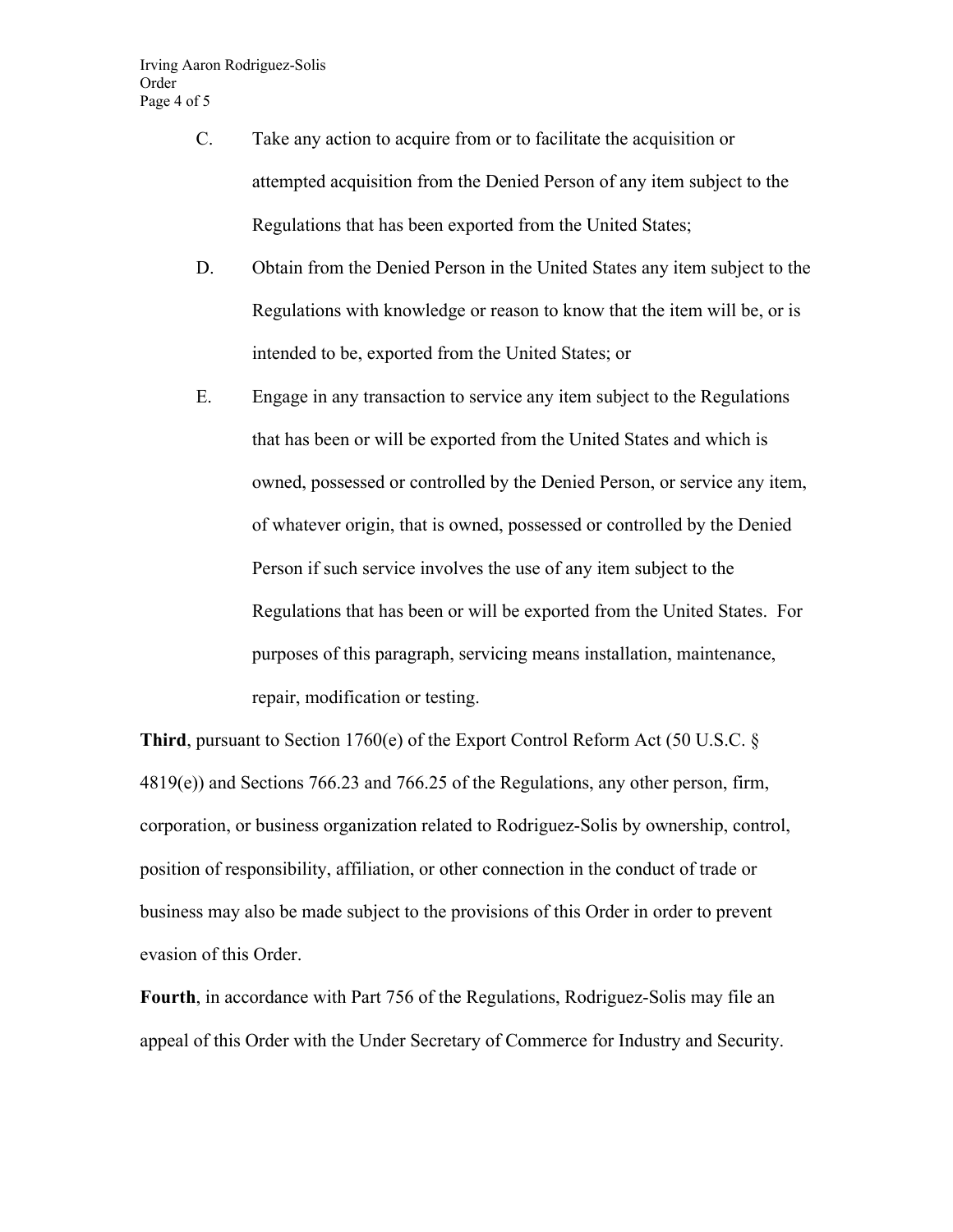C. Take any action to acquire from or to facilitate the acquisition or attempted acquisition from the Denied Person of any item subject to the Regulations that has been exported from the United States;

D. Obtain from the Denied Person in the United States any item subject to the Regulations with knowledge or reason to know that the item will be, or is intended to be, exported from the United States; or

E. Engage in any transaction to service any item subject to the Regulations that has been or will be exported from the United States and which is owned, possessed or controlled by the Denied Person, or service any item, of whatever origin, that is owned, possessed or controlled by the Denied Person if such service involves the use of any item subject to the Regulations that has been or will be exported from the United States. For purposes of this paragraph, servicing means installation, maintenance, repair, modification or testing.

**Third**, pursuant to Section 1760(e) of the Export Control Reform Act (50 U.S.C. § 4819(e)) and Sections 766.23 and 766.25 of the Regulations, any other person, firm, corporation, or business organization related to Rodriguez-Solis by ownership, control, position of responsibility, affiliation, or other connection in the conduct of trade or business may also be made subject to the provisions of this Order in order to prevent evasion of this Order.

**Fourth**, in accordance with Part 756 of the Regulations, Rodriguez-Solis may file an appeal of this Order with the Under Secretary of Commerce for Industry and Security.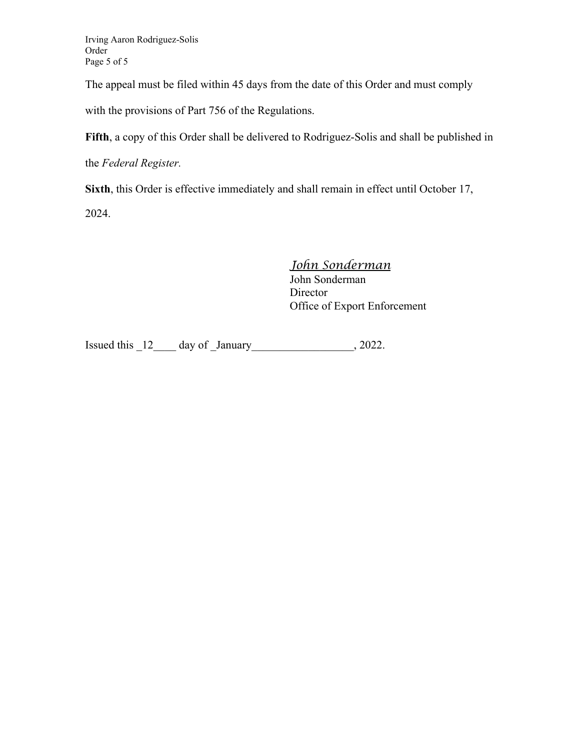The appeal must be filed within 45 days from the date of this Order and must comply with the provisions of Part 756 of the Regulations.

**Fifth**, a copy of this Order shall be delivered to Rodriguez-Solis and shall be published in the *Federal Register.*

**Sixth**, this Order is effective immediately and shall remain in effect until October 17, 2024.

*John Sonderman*
John Sonderman
Director
Office of Export Enforcement

Issued this _12____ day of _January__________________, 2022.